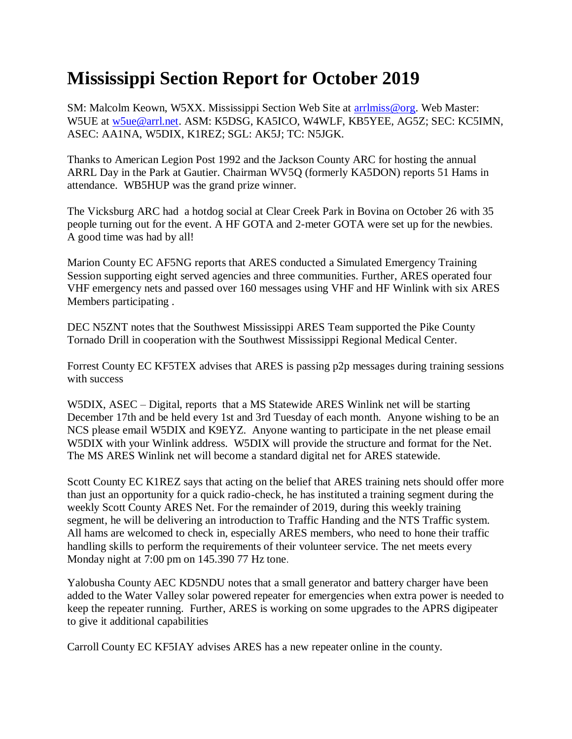# Mississippi Section Report for October 2019

SM: Malcolm Keown, W5XX. Mississippi Section Web Site at arrlmiss@org. Web Master: W5UE at w5ue@arrl.net. ASM: K5DSG, KA5ICO, W4WLF, KB5YEE, AG5Z; SEC: KC5IMN, ASEC: AA1NA, W5DIX, K1REZ; SGL: AK5J; TC: N5JGK.

Thanks to American Legion Post 1992 and the Jackson County ARC for hosting the annual ARRL Day in the Park at Gautier. Chairman WV5Q (formerly KA5DON) reports 51 Hams in attendance. WB5HUP was the grand prize winner.

The Vicksburg ARC had a hotdog social at Clear Creek Park in Bovina on October 26 with 35 people turning out for the event. A HF GOTA and 2-meter GOTA were set up for the newbies. A good time was had by all!

Marion County EC AF5NG reports that ARES conducted a Simulated Emergency Training Session supporting eight served agencies and three communities. Further, ARES operated four VHF emergency nets and passed over 160 messages using VHF and HF Winlink with six ARES Members participating .

DEC N5ZNT notes that the Southwest Mississippi ARES Team supported the Pike County Tornado Drill in cooperation with the Southwest Mississippi Regional Medical Center.

Forrest County EC KF5TEX advises that ARES is passing p2p messages during training sessions with success

W5DIX, ASEC – Digital, reports that a MS Statewide ARES Winlink net will be starting December 17th and be held every 1st and 3rd Tuesday of each month. Anyone wishing to be an NCS please email W5DIX and K9EYZ. Anyone wanting to participate in the net please email W5DIX with your Winlink address. W5DIX will provide the structure and format for the Net. The MS ARES Winlink net will become a standard digital net for ARES statewide.

Scott County EC K1REZ says that acting on the belief that ARES training nets should offer more than just an opportunity for a quick radio-check, he has instituted a training segment during the weekly Scott County ARES Net. For the remainder of 2019, during this weekly training segment, he will be delivering an introduction to Traffic Handing and the NTS Traffic system. All hams are welcomed to check in, especially ARES members, who need to hone their traffic handling skills to perform the requirements of their volunteer service. The net meets every Monday night at 7:00 pm on 145.390 77 Hz tone.

Yalobusha County AEC KD5NDU notes that a small generator and battery charger have been added to the Water Valley solar powered repeater for emergencies when extra power is needed to keep the repeater running. Further, ARES is working on some upgrades to the APRS digipeater to give it additional capabilities

Carroll County EC KF5IAY advises ARES has a new repeater online in the county.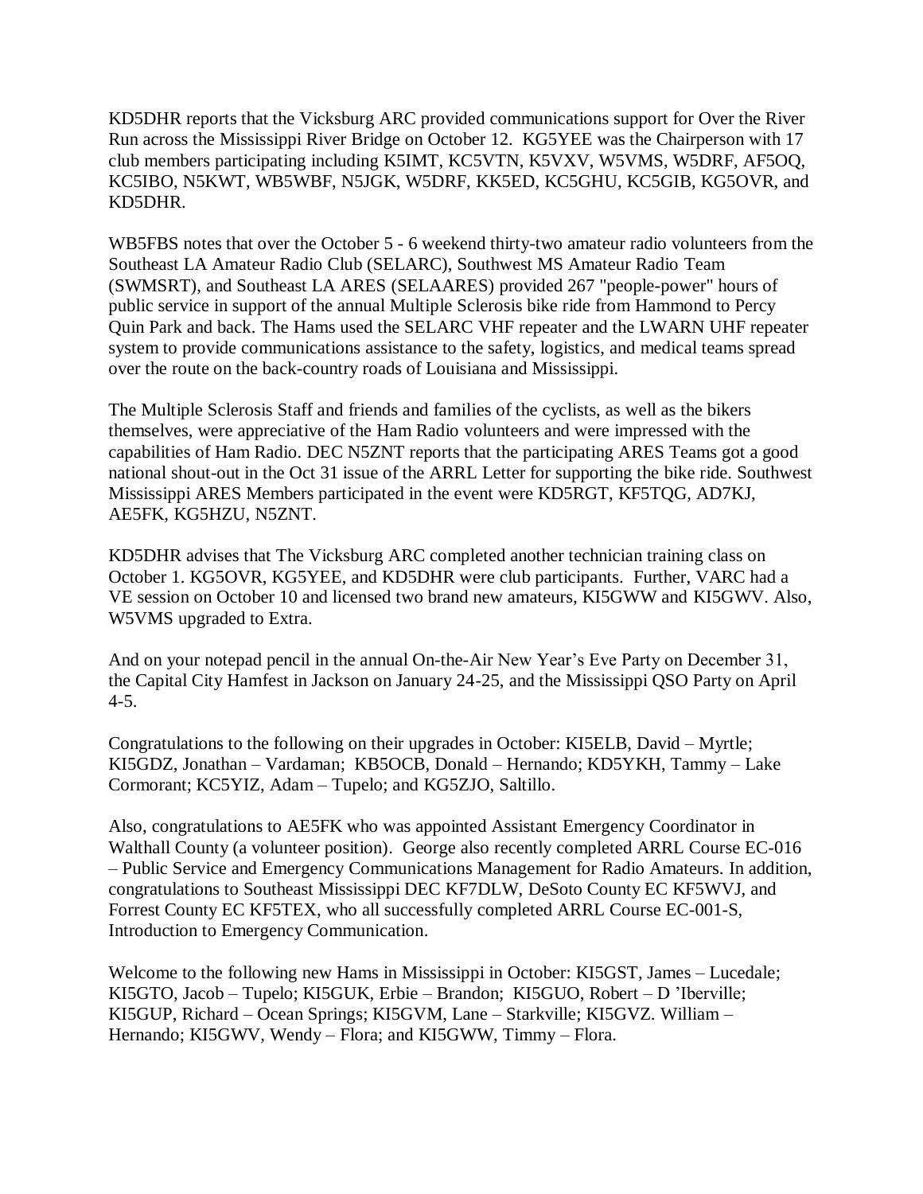KD5DHR reports that the Vicksburg ARC provided communications support for Over the River Run across the Mississippi River Bridge on October 12. KG5YEE was the Chairperson with 17 club members participating including K5IMT, KC5VTN, K5VXV, W5VMS, W5DRF, AF5OQ, KC5IBO, N5KWT, WB5WBF, N5JGK, W5DRF, KK5ED, KC5GHU, KC5GIB, KG5OVR, and KD5DHR.

WB5FBS notes that over the October 5 - 6 weekend thirty-two amateur radio volunteers from the Southeast LA Amateur Radio Club (SELARC), Southwest MS Amateur Radio Team (SWMSRT), and Southeast LA ARES (SELAARES) provided 267 "people-power" hours of public service in support of the annual Multiple Sclerosis bike ride from Hammond to Percy Quin Park and back. The Hams used the SELARC VHF repeater and the LWARN UHF repeater system to provide communications assistance to the safety, logistics, and medical teams spread over the route on the back-country roads of Louisiana and Mississippi.

The Multiple Sclerosis Staff and friends and families of the cyclists, as well as the bikers themselves, were appreciative of the Ham Radio volunteers and were impressed with the capabilities of Ham Radio. DEC N5ZNT reports that the participating ARES Teams got a good national shout-out in the Oct 31 issue of the ARRL Letter for supporting the bike ride. Southwest Mississippi ARES Members participated in the event were KD5RGT, KF5TQG, AD7KJ, AE5FK, KG5HZU, N5ZNT.

KD5DHR advises that The Vicksburg ARC completed another technician training class on October 1. KG5OVR, KG5YEE, and KD5DHR were club participants. Further, VARC had a VE session on October 10 and licensed two brand new amateurs, KI5GWW and KI5GWV. Also, W5VMS upgraded to Extra.

And on your notepad pencil in the annual On-the-Air New Year's Eve Party on December 31, the Capital City Hamfest in Jackson on January 24-25, and the Mississippi QSO Party on April 4-5.

Congratulations to the following on their upgrades in October: KI5ELB, David – Myrtle; KI5GDZ, Jonathan – Vardaman; KB5OCB, Donald – Hernando; KD5YKH, Tammy – Lake Cormorant; KC5YIZ, Adam – Tupelo; and KG5ZJO, Saltillo.

Also, congratulations to AE5FK who was appointed Assistant Emergency Coordinator in Walthall County (a volunteer position). George also recently completed ARRL Course EC-016 – Public Service and Emergency Communications Management for Radio Amateurs. In addition, congratulations to Southeast Mississippi DEC KF7DLW, DeSoto County EC KF5WVJ, and Forrest County EC KF5TEX, who all successfully completed ARRL Course EC-001-S, Introduction to Emergency Communication.

Welcome to the following new Hams in Mississippi in October: KI5GST, James – Lucedale; KI5GTO, Jacob – Tupelo; KI5GUK, Erbie – Brandon; KI5GUO, Robert – D 'Iberville; KI5GUP, Richard – Ocean Springs; KI5GVM, Lane – Starkville; KI5GVZ. William – Hernando; KI5GWV, Wendy – Flora; and KI5GWW, Timmy – Flora.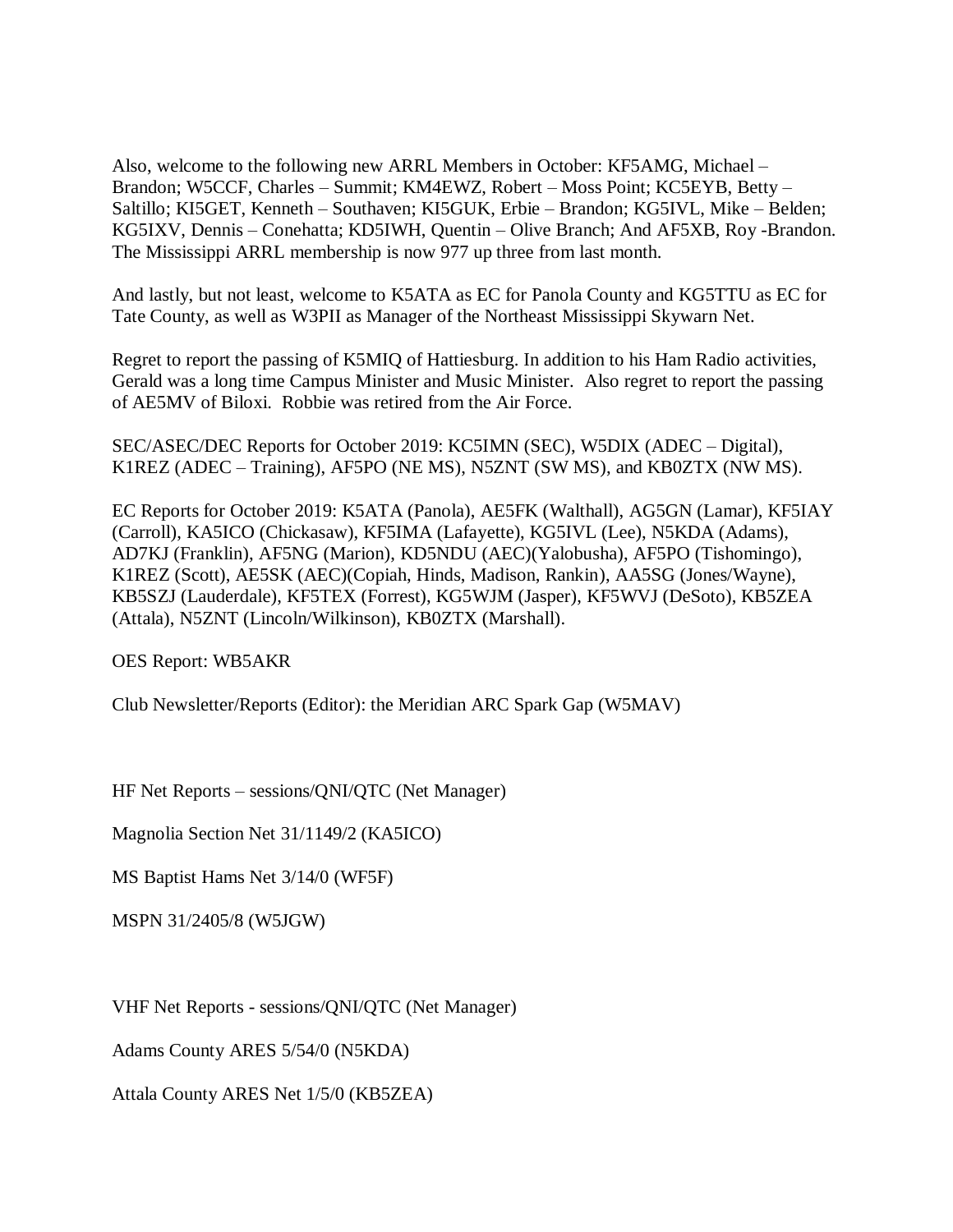Also, welcome to the following new ARRL Members in October: KF5AMG, Michael – Brandon; W5CCF, Charles – Summit; KM4EWZ, Robert – Moss Point; KC5EYB, Betty – Saltillo; KI5GET, Kenneth – Southaven; KI5GUK, Erbie – Brandon; KG5IVL, Mike – Belden; KG5IXV, Dennis – Conehatta; KD5IWH, Quentin – Olive Branch; And AF5XB, Roy -Brandon. The Mississippi ARRL membership is now 977 up three from last month.

And lastly, but not least, welcome to K5ATA as EC for Panola County and KG5TTU as EC for Tate County, as well as W3PII as Manager of the Northeast Mississippi Skywarn Net.

Regret to report the passing of K5MIQ of Hattiesburg. In addition to his Ham Radio activities, Gerald was a long time Campus Minister and Music Minister. Also regret to report the passing of AE5MV of Biloxi. Robbie was retired from the Air Force.

SEC/ASEC/DEC Reports for October 2019: KC5IMN (SEC), W5DIX (ADEC – Digital), K1REZ (ADEC – Training), AF5PO (NE MS), N5ZNT (SW MS), and KB0ZTX (NW MS).

EC Reports for October 2019: K5ATA (Panola), AE5FK (Walthall), AG5GN (Lamar), KF5IAY (Carroll), KA5ICO (Chickasaw), KF5IMA (Lafayette), KG5IVL (Lee), N5KDA (Adams), AD7KJ (Franklin), AF5NG (Marion), KD5NDU (AEC)(Yalobusha), AF5PO (Tishomingo), K1REZ (Scott), AE5SK (AEC)(Copiah, Hinds, Madison, Rankin), AA5SG (Jones/Wayne), KB5SZJ (Lauderdale), KF5TEX (Forrest), KG5WJM (Jasper), KF5WVJ (DeSoto), KB5ZEA (Attala), N5ZNT (Lincoln/Wilkinson), KB0ZTX (Marshall).

OES Report: WB5AKR

Club Newsletter/Reports (Editor): the Meridian ARC Spark Gap (W5MAV)

HF Net Reports – sessions/QNI/QTC (Net Manager)

Magnolia Section Net 31/1149/2 (KA5ICO)

MS Baptist Hams Net 3/14/0 (WF5F)

MSPN 31/2405/8 (W5JGW)

VHF Net Reports - sessions/QNI/QTC (Net Manager)

Adams County ARES 5/54/0 (N5KDA)

Attala County ARES Net 1/5/0 (KB5ZEA)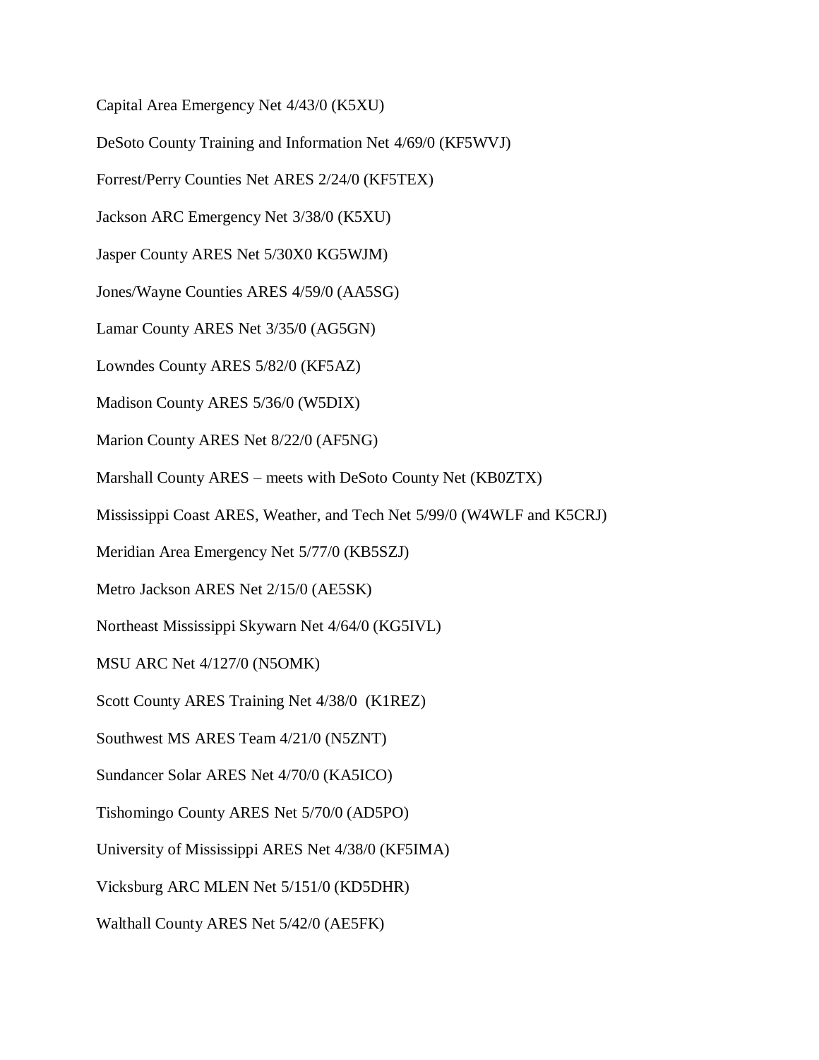Capital Area Emergency Net 4/43/0 (K5XU)

DeSoto County Training and Information Net 4/69/0 (KF5WVJ)

Forrest/Perry Counties Net ARES 2/24/0 (KF5TEX)

Jackson ARC Emergency Net 3/38/0 (K5XU)

Jasper County ARES Net 5/30X0 KG5WJM)

Jones/Wayne Counties ARES 4/59/0 (AA5SG)

Lamar County ARES Net 3/35/0 (AG5GN)

Lowndes County ARES 5/82/0 (KF5AZ)

Madison County ARES 5/36/0 (W5DIX)

Marion County ARES Net 8/22/0 (AF5NG)

Marshall County ARES – meets with DeSoto County Net (KB0ZTX)

Mississippi Coast ARES, Weather, and Tech Net 5/99/0 (W4WLF and K5CRJ)

Meridian Area Emergency Net 5/77/0 (KB5SZJ)

Metro Jackson ARES Net 2/15/0 (AE5SK)

Northeast Mississippi Skywarn Net 4/64/0 (KG5IVL)

MSU ARC Net 4/127/0 (N5OMK)

Scott County ARES Training Net 4/38/0 (K1REZ)

Southwest MS ARES Team 4/21/0 (N5ZNT)

Sundancer Solar ARES Net 4/70/0 (KA5ICO)

Tishomingo County ARES Net 5/70/0 (AD5PO)

University of Mississippi ARES Net 4/38/0 (KF5IMA)

Vicksburg ARC MLEN Net 5/151/0 (KD5DHR)

Walthall County ARES Net 5/42/0 (AE5FK)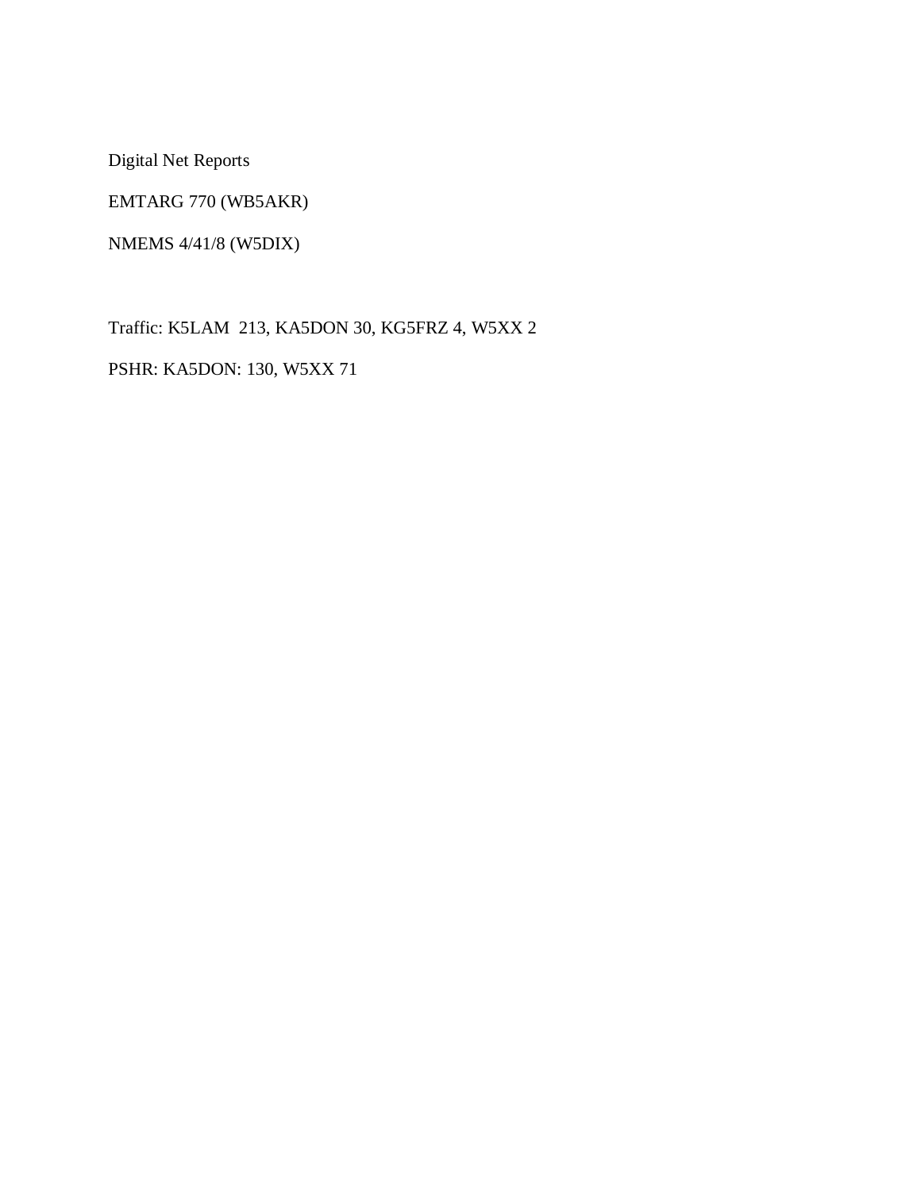Digital Net Reports

EMTARG 770 (WB5AKR)

NMEMS 4/41/8 (W5DIX)

Traffic: K5LAM 213, KA5DON 30, KG5FRZ 4, W5XX 2

PSHR: KA5DON: 130, W5XX 71